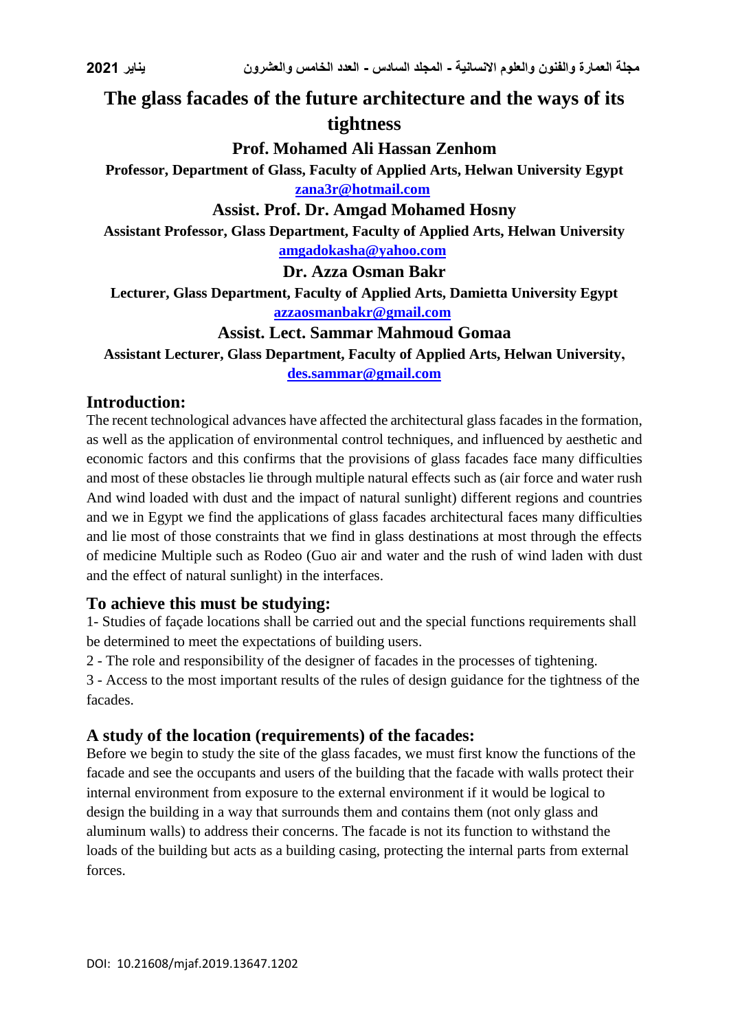# The glass facades of the future architecture and the ways of its tightness

**Prof. Mohamed Ali Hassan Zenhom**

**Professor, Department of Glass, Faculty of Applied Arts, Helwan University Egypt**

**zana3r@hotmail.com**

**Assist. Prof. Dr. Amgad Mohamed Hosny**

**Assistant Professor, Glass Department, Faculty of Applied Arts, Helwan University**

**amgadokasha@yahoo.com**

**Dr. Azza Osman Bakr**

**Lecturer, Glass Department, Faculty of Applied Arts, Damietta University Egypt**

**azzaosmanbakr@gmail.com**

**Assist. Lect. Sammar Mahmoud Gomaa**

**Assistant Lecturer, Glass Department, Faculty of Applied Arts, Helwan University,**

**des.sammar@gmail.com**

## Introduction:

The recent technological advances have affected the architectural glass facades in the formation, as well as the application of environmental control techniques, and influenced by aesthetic and economic factors and this confirms that the provisions of glass facades face many difficulties and most of these obstacles lie through multiple natural effects such as (air force and water rush And wind loaded with dust and the impact of natural sunlight) different regions and countries and we in Egypt we find the applications of glass facades architectural faces many difficulties and lie most of those constraints that we find in glass destinations at most through the effects of medicine Multiple such as Rodeo (Guo air and water and the rush of wind laden with dust and the effect of natural sunlight) in the interfaces.

## To achieve this must be studying:

1- Studies of façade locations shall be carried out and the special functions requirements shall be determined to meet the expectations of building users.

2 - The role and responsibility of the designer of facades in the processes of tightening.

3 - Access to the most important results of the rules of design guidance for the tightness of the facades.

## A study of the location (requirements) of the facades:

Before we begin to study the site of the glass facades, we must first know the functions of the facade and see the occupants and users of the building that the facade with walls protect their internal environment from exposure to the external environment if it would be logical to design the building in a way that surrounds them and contains them (not only glass and aluminum walls) to address their concerns. The facade is not its function to withstand the loads of the building but acts as a building casing, protecting the internal parts from external forces.

DOI: 10.21608/mjaf.2019.13647.1202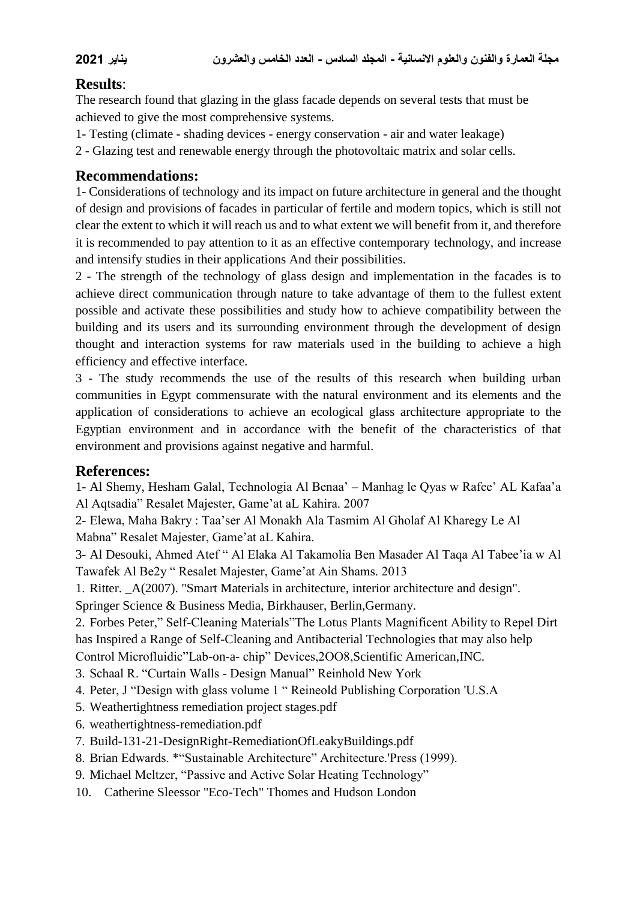## Results:

The research found that glazing in the glass facade depends on several tests that must be achieved to give the most comprehensive systems.

1- Testing (climate - shading devices - energy conservation - air and water leakage)

2 - Glazing test and renewable energy through the photovoltaic matrix and solar cells.

## Recommendations:

1- Considerations of technology and its impact on future architecture in general and the thought of design and provisions of facades in particular of fertile and modern topics, which is still not clear the extent to which it will reach us and to what extent we will benefit from it, and therefore it is recommended to pay attention to it as an effective contemporary technology, and increase and intensify studies in their applications And their possibilities.

2 - The strength of the technology of glass design and implementation in the facades is to achieve direct communication through nature to take advantage of them to the fullest extent possible and activate these possibilities and study how to achieve compatibility between the building and its users and its surrounding environment through the development of design thought and interaction systems for raw materials used in the building to achieve a high efficiency and effective interface.

3 - The study recommends the use of the results of this research when building urban communities in Egypt commensurate with the natural environment and its elements and the application of considerations to achieve an ecological glass architecture appropriate to the Egyptian environment and in accordance with the benefit of the characteristics of that environment and provisions against negative and harmful.

## References:

1- Al Shemy, Hesham Galal, Technologia Al Benaa' – Manhag le Qyas w Rafee' AL Kafaa'a Al Aqtsadia" Resalet Majester, Game'at aL Kahira. 2007

2- Elewa, Maha Bakry : Taa'ser Al Monakh Ala Tasmim Al Gholaf Al Kharegy Le Al Mabna" Resalet Majester, Game'at aL Kahira.

3- Al Desouki, Ahmed Atef " Al Elaka Al Takamolia Ben Masader Al Taqa Al Tabee'ia w Al Tawafek Al Be2y " Resalet Majester, Game'at Ain Shams. 2013

1. Ritter. _A(2007). "Smart Materials in architecture, interior architecture and design". Springer Science & Business Media, Birkhauser, Berlin,Germany.
2. Forbes Peter," Self-Cleaning Materials"The Lotus Plants Magnificent Ability to Repel Dirt has Inspired a Range of Self-Cleaning and Antibacterial Technologies that may also help Control Microfluidic"Lab-on-a- chip" Devices,2OO8,Scientific American,INC.
3. Schaal R. "Curtain Walls - Design Manual" Reinhold New York
4. Peter, J "Design with glass volume 1 " Reineold Publishing Corporation 'U.S.A
5. Weathertightness remediation project stages.pdf
6. weathertightness-remediation.pdf
7. Build-131-21-DesignRight-RemediationOfLeakyBuildings.pdf
8. Brian Edwards. *"Sustainable Architecture" Architecture.'Press (1999).
9. Michael Meltzer, "Passive and Active Solar Heating Technology"
10. Catherine Sleessor "Eco-Tech" Thomes and Hudson London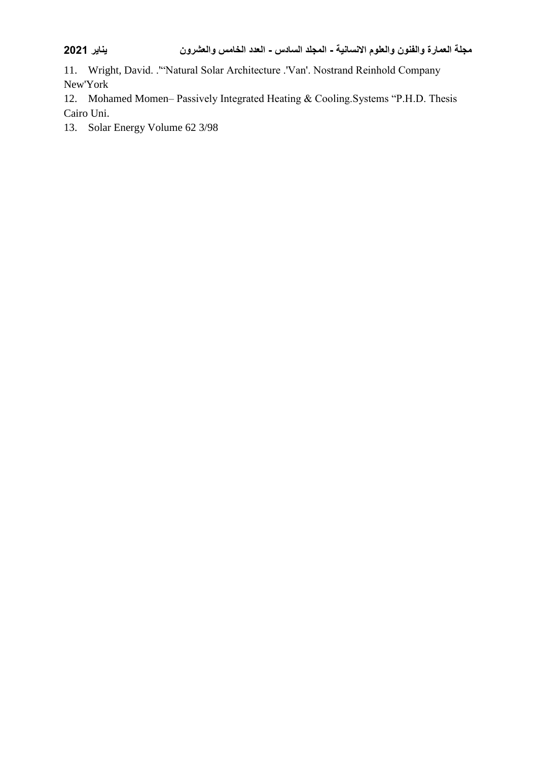11. Wright, David. .'"Natural Solar Architecture .'Van'. Nostrand Reinhold Company New'York
12. Mohamed Momen– Passively Integrated Heating & Cooling.Systems "P.H.D. Thesis Cairo Uni.
13. Solar Energy Volume 62 3/98